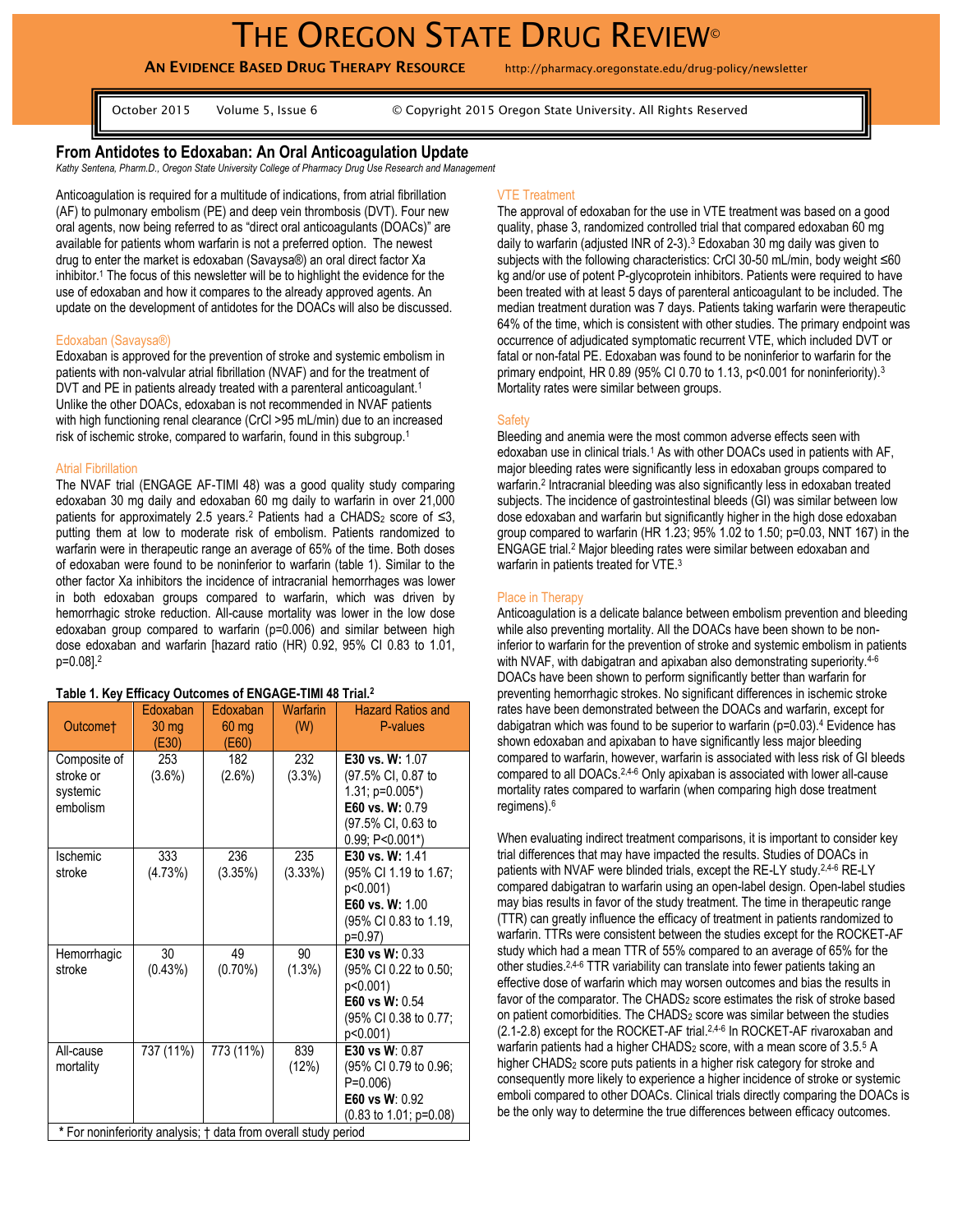# THE OREGON STATE DRUG REVIEW©

**AN EVIDENCE BASED DRUG THERAPY RESOURCE** http://pharmacy.oregonstate.edu/drug-policy/newsletter

October 2015 Volume 5, Issue 6 © Copyright 2015 Oregon State University. All Rights Reserved

## From Antidotes to Edoxaban: An Oral Anticoagulation Update

*Kathy Sentena, Pharm.D., Oregon State University College of Pharmacy Drug Use Research and Management*

Anticoagulation is required for a multitude of indications, from atrial fibrillation (AF) to pulmonary embolism (PE) and deep vein thrombosis (DVT). Four new oral agents, now being referred to as "direct oral anticoagulants (DOACs)" are available for patients whom warfarin is not a preferred option. The newest drug to enter the market is edoxaban (Savaysa®) an oral direct factor Xa inhibitor.[1] The focus of this newsletter will be to highlight the evidence for the use of edoxaban and how it compares to the already approved agents. An update on the development of antidotes for the DOACs will also be discussed.

### Edoxaban (Savaysa®)

Edoxaban is approved for the prevention of stroke and systemic embolism in patients with non-valvular atrial fibrillation (NVAF) and for the treatment of DVT and PE in patients already treated with a parenteral anticoagulant.[1] Unlike the other DOACs, edoxaban is not recommended in NVAF patients with high functioning renal clearance (CrCl >95 mL/min) due to an increased risk of ischemic stroke, compared to warfarin, found in this subgroup.[1]

### Atrial Fibrillation

The NVAF trial (ENGAGE AF-TIMI 48) was a good quality study comparing edoxaban 30 mg daily and edoxaban 60 mg daily to warfarin in over 21,000 patients for approximately 2.5 years.[2] Patients had a $CHADS_2$ score of ≤3, putting them at low to moderate risk of embolism. Patients randomized to warfarin were in therapeutic range an average of 65% of the time. Both doses of edoxaban were found to be noninferior to warfarin (table 1). Similar to the other factor Xa inhibitors the incidence of intracranial hemorrhages was lower in both edoxaban groups compared to warfarin, which was driven by hemorrhagic stroke reduction. All-cause mortality was lower in the low dose edoxaban group compared to warfarin (p=0.006) and similar between high dose edoxaban and warfarin [hazard ratio (HR) 0.92, 95% CI 0.83 to 1.01, p=0.08].[2]

**Table 1. Key Efficacy Outcomes of ENGAGE-TIMI 48 Trial.[2]**

| Outcome† | Edoxaban 30 mg (E30) | Edoxaban 60 mg (E60) | Warfarin (W) | Hazard Ratios and P-values |
|---|---|---|---|---|
| Composite of stroke or systemic embolism | 253 (3.6%) | 182 (2.6%) | 232 (3.3%) | **E30 vs. W:** 1.07 (97.5% CI, 0.87 to 1.31; p=0.005*) **E60 vs. W:** 0.79 (97.5% CI, 0.63 to 0.99; P<0.001*) |
| Ischemic stroke | 333 (4.73%) | 236 (3.35%) | 235 (3.33%) | **E30 vs. W:** 1.41 (95% CI 1.19 to 1.67; p<0.001) **E60 vs. W:** 1.00 (95% CI 0.83 to 1.19, p=0.97) |
| Hemorrhagic stroke | 30 (0.43%) | 49 (0.70%) | 90 (1.3%) | **E30 vs W:** 0.33 (95% CI 0.22 to 0.50; p<0.001) **E60 vs W:** 0.54 (95% CI 0.38 to 0.77; p<0.001) |
| All-cause mortality | 737 (11%) | 773 (11%) | 839 (12%) | **E30 vs W:** 0.87 (95% CI 0.79 to 0.96; P=0.006) **E60 vs W:** 0.92 (0.83 to 1.01; p=0.08) |

\* For noninferiority analysis; † data from overall study period

### VTE Treatment

The approval of edoxaban for the use in VTE treatment was based on a good quality, phase 3, randomized controlled trial that compared edoxaban 60 mg daily to warfarin (adjusted INR of 2-3).[3] Edoxaban 30 mg daily was given to subjects with the following characteristics: CrCl 30-50 mL/min, body weight ≤60 kg and/or use of potent P-glycoprotein inhibitors. Patients were required to have been treated with at least 5 days of parenteral anticoagulant to be included. The median treatment duration was 7 days. Patients taking warfarin were therapeutic 64% of the time, which is consistent with other studies. The primary endpoint was occurrence of adjudicated symptomatic recurrent VTE, which included DVT or fatal or non-fatal PE. Edoxaban was found to be noninferior to warfarin for the primary endpoint, HR 0.89 (95% CI 0.70 to 1.13, p<0.001 for noninferiority).[3] Mortality rates were similar between groups.

### Safety

Bleeding and anemia were the most common adverse effects seen with edoxaban use in clinical trials.[1] As with other DOACs used in patients with AF, major bleeding rates were significantly less in edoxaban groups compared to warfarin.[2] Intracranial bleeding was also significantly less in edoxaban treated subjects. The incidence of gastrointestinal bleeds (GI) was similar between low dose edoxaban and warfarin but significantly higher in the high dose edoxaban group compared to warfarin (HR 1.23; 95% 1.02 to 1.50; p=0.03, NNT 167) in the ENGAGE trial.[2] Major bleeding rates were similar between edoxaban and warfarin in patients treated for VTE.[3]

### Place in Therapy

Anticoagulation is a delicate balance between embolism prevention and bleeding while also preventing mortality. All the DOACs have been shown to be non-inferior to warfarin for the prevention of stroke and systemic embolism in patients with NVAF, with dabigatran and apixaban also demonstrating superiority.[4-6] DOACs have been shown to perform significantly better than warfarin for preventing hemorrhagic strokes. No significant differences in ischemic stroke rates have been demonstrated between the DOACs and warfarin, except for dabigatran which was found to be superior to warfarin (p=0.03).[4] Evidence has shown edoxaban and apixaban to have significantly less major bleeding compared to warfarin, however, warfarin is associated with less risk of GI bleeds compared to all DOACs.[2,4-6] Only apixaban is associated with lower all-cause mortality rates compared to warfarin (when comparing high dose treatment regimens).[6]

When evaluating indirect treatment comparisons, it is important to consider key trial differences that may have impacted the results. Studies of DOACs in patients with NVAF were blinded trials, except the RE-LY study.[2,4-6] RE-LY compared dabigatran to warfarin using an open-label design. Open-label studies may bias results in favor of the study treatment. The time in therapeutic range (TTR) can greatly influence the efficacy of treatment in patients randomized to warfarin. TTRs were consistent between the studies except for the ROCKET-AF study which had a mean TTR of 55% compared to an average of 65% for the other studies.[2,4-6] TTR variability can translate into fewer patients taking an effective dose of warfarin which may worsen outcomes and bias the results in favor of the comparator. The $CHADS_2$ score estimates the risk of stroke based on patient comorbidities. The $CHADS_2$ score was similar between the studies (2.1-2.8) except for the ROCKET-AF trial.[2,4-6] In ROCKET-AF rivaroxaban and warfarin patients had a higher $CHADS_2$ score, with a mean score of 3.5.[5] A higher $CHADS_2$ score puts patients in a higher risk category for stroke and consequently more likely to experience a higher incidence of stroke or systemic emboli compared to other DOACs. Clinical trials directly comparing the DOACs is be the only way to determine the true differences between efficacy outcomes.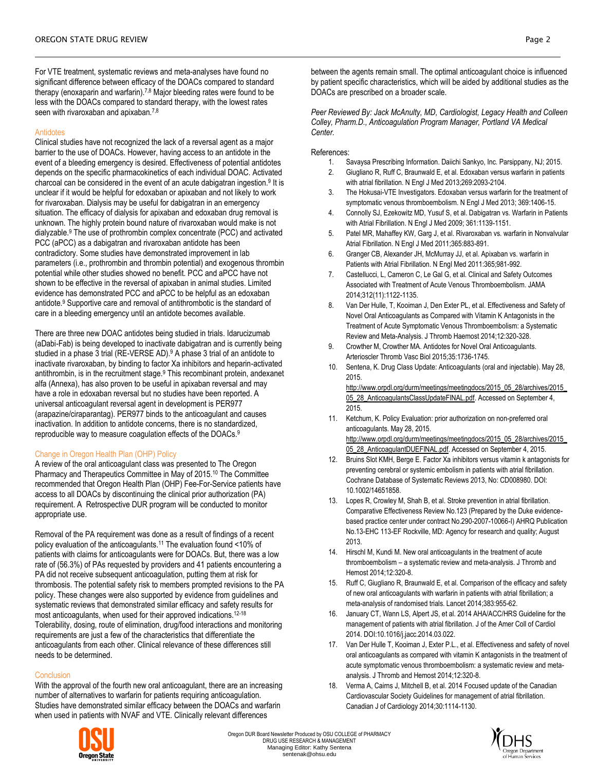For VTE treatment, systematic reviews and meta-analyses have found no significant difference between efficacy of the DOACs compared to standard therapy (enoxaparin and warfarin).[7,8] Major bleeding rates were found to be less with the DOACs compared to standard therapy, with the lowest rates seen with rivaroxaban and apixaban.[7,8]

## Antidotes

Clinical studies have not recognized the lack of a reversal agent as a major barrier to the use of DOACs. However, having access to an antidote in the event of a bleeding emergency is desired. Effectiveness of potential antidotes depends on the specific pharmacokinetics of each individual DOAC. Activated charcoal can be considered in the event of an acute dabigatran ingestion.[9] It is unclear if it would be helpful for edoxaban or apixaban and not likely to work for rivaroxaban. Dialysis may be useful for dabigatran in an emergency situation. The efficacy of dialysis for apixaban and edoxaban drug removal is unknown. The highly protein bound nature of rivaroxaban would make is not dialyzable.[9] The use of prothrombin complex concentrate (PCC) and activated PCC (aPCC) as a dabigatran and rivaroxaban antidote has been contradictory. Some studies have demonstrated improvement in lab parameters (i.e., prothrombin and thrombin potential) and exogenous thrombin potential while other studies showed no benefit. PCC and aPCC have not shown to be effective in the reversal of apixaban in animal studies. Limited evidence has demonstrated PCC and aPCC to be helpful as an edoxaban antidote.[9] Supportive care and removal of antithrombotic is the standard of care in a bleeding emergency until an antidote becomes available.

There are three new DOAC antidotes being studied in trials. Idarucizumab (aDabi-Fab) is being developed to inactivate dabigatran and is currently being studied in a phase 3 trial (RE-VERSE AD).[9] A phase 3 trial of an antidote to inactivate rivaroxaban, by binding to factor Xa inhibitors and heparin-activated antithrombin, is in the recruitment stage.[9] This recombinant protein, andexanet alfa (Annexa), has also proven to be useful in apixaban reversal and may have a role in edoxaban reversal but no studies have been reported. A universal anticoagulant reversal agent in development is PER977 (arapazine/ciraparantag). PER977 binds to the anticoagulant and causes inactivation. In addition to antidote concerns, there is no standardized, reproducible way to measure coagulation effects of the DOACs.[9]

## Change in Oregon Health Plan (OHP) Policy

A review of the oral anticoagulant class was presented to The Oregon Pharmacy and Therapeutics Committee in May of 2015.[10] The Committee recommended that Oregon Health Plan (OHP) Fee-For-Service patients have access to all DOACs by discontinuing the clinical prior authorization (PA) requirement. A Retrospective DUR program will be conducted to monitor appropriate use.

Removal of the PA requirement was done as a result of findings of a recent policy evaluation of the anticoagulants.[11] The evaluation found <10% of patients with claims for anticoagulants were for DOACs. But, there was a low rate of (56.3%) of PAs requested by providers and 41 patients encountering a PA did not receive subsequent anticoagulation, putting them at risk for thrombosis. The potential safety risk to members prompted revisions to the PA policy. These changes were also supported by evidence from guidelines and systematic reviews that demonstrated similar efficacy and safety results for most anticoagulants, when used for their approved indications.[12-18] Tolerability, dosing, route of elimination, drug/food interactions and monitoring requirements are just a few of the characteristics that differentiate the anticoagulants from each other. Clinical relevance of these differences still needs to be determined.

## Conclusion

With the approval of the fourth new oral anticoagulant, there are an increasing number of alternatives to warfarin for patients requiring anticoagulation. Studies have demonstrated similar efficacy between the DOACs and warfarin when used in patients with NVAF and VTE. Clinically relevant differences between the agents remain small. The optimal anticoagulant choice is influenced by patient specific characteristics, which will be aided by additional studies as the DOACs are prescribed on a broader scale.

*Peer Reviewed By: Jack McAnulty, MD, Cardiologist, Legacy Health and Colleen Colley, Pharm.D., Anticoagulation Program Manager, Portland VA Medical Center.*

References:

1. Savaysa Prescribing Information. Daiichi Sankyo, Inc. Parsippany, NJ; 2015.
2. Giugliano R, Ruff C, Braunwald E, et al. Edoxaban versus warfarin in patients with atrial fibrillation. N Engl J Med 2013;269:2093-2104.
3. The Hokusai-VTE Investigators. Edoxaban versus warfarin for the treatment of symptomatic venous thromboembolism. N Engl J Med 2013; 369:1406-15.
4. Connolly SJ, Ezekowitz MD, Yusuf S, et al. Dabigatran vs. Warfarin in Patients with Atrial Fibrillation. N Engl J Med 2009; 361:1139-1151.
5. Patel MR, Mahaffey KW, Garg J, et al. Rivaroxaban vs. warfarin in Nonvalvular Atrial Fibrillation. N Engl J Med 2011;365:883-891.
6. Granger CB, Alexander JH, McMurray JJ, et al. Apixaban vs. warfarin in Patients with Atrial Fibrillation. N Engl Med 2011:365;981-992.
7. Castellucci, L, Cameron C, Le Gal G, et al. Clinical and Safety Outcomes Associated with Treatment of Acute Venous Thromboembolism. JAMA 2014;312(11):1122-1135.
8. Van Der Hulle, T, Kooiman J, Den Exter PL, et al. Effectiveness and Safety of Novel Oral Anticoagulants as Compared with Vitamin K Antagonists in the Treatment of Acute Symptomatic Venous Thromboembolism: a Systematic Review and Meta-Analysis. J Thromb Haemost 2014;12:320-328.
9. Crowther M, Crowther MA. Antidotes for Novel Oral Anticoagulants. Arterioscler Thromb Vasc Biol 2015;35:1736-1745.
10. Sentena, K. Drug Class Update: Anticoagulants (oral and injectable). May 28, 2015. http://www.orpdl.org/durm/meetings/meetingdocs/2015_05_28/archives/2015_05_28_AnticoagulantsClassUpdateFINAL.pdf. Accessed on September 4, 2015.
11. Ketchum, K. Policy Evaluation: prior authorization on non-preferred oral anticoagulants. May 28, 2015. http://www.orpdl.org/durm/meetings/meetingdocs/2015_05_28/archives/2015_05_28_AnticoagulantDUEFINAL.pdf. Accessed on September 4, 2015.
12. Bruins Slot KMH, Berge E. Factor Xa inhibitors versus vitamin k antagonists for preventing cerebral or systemic embolism in patients with atrial fibrillation. Cochrane Database of Systematic Reviews 2013, No: CD008980. DOI: 10.1002/14651858.
13. Lopes R, Crowley M, Shah B, et al. Stroke prevention in atrial fibrillation. Comparative Effectiveness Review No.123 (Prepared by the Duke evidence-based practice center under contract No.290-2007-10066-I) AHRQ Publication No.13-EHC 113-EF Rockville, MD: Agency for research and quality; August 2013.
14. Hirschl M, Kundi M. New oral anticoagulants in the treatment of acute thromboembolism – a systematic review and meta-analysis. J Thromb and Hemost 2014;12:320-8.
15. Ruff C, Giugliano R, Braunwald E, et al. Comparison of the efficacy and safety of new oral anticoagulants with warfarin in patients with atrial fibrillation; a meta-analysis of randomised trials. Lancet 2014;383:955-62.
16. January CT, Wann LS, Alpert JS, et al. 2014 AHA/ACC/HRS Guideline for the management of patients with atrial fibrillation. J of the Amer Coll of Cardiol 2014. DOI:10.1016/j.jacc.2014.03.022.
17. Van Der Hulle T, Kooiman J, Exter P.L., et al. Effectiveness and safety of novel oral anticoagulants as compared with vitamin K antagonists in the treatment of acute symptomatic venous thromboembolism: a systematic review and meta-analysis. J Thromb and Hemost 2014;12:320-8.
18. Verma A, Cairns J, Mitchell B, et al. 2014 Focused update of the Canadian Cardiovascular Society Guidelines for management of atrial fibrillation. Canadian J of Cardiology 2014;30:1114-1130.

Oregon DUR Board Newsletter Produced by OSU COLLEGE of PHARMACY
DRUG USE RESEARCH & MANAGEMENT
Managing Editor: Kathy Sentena
sentenak@ohsu.edu